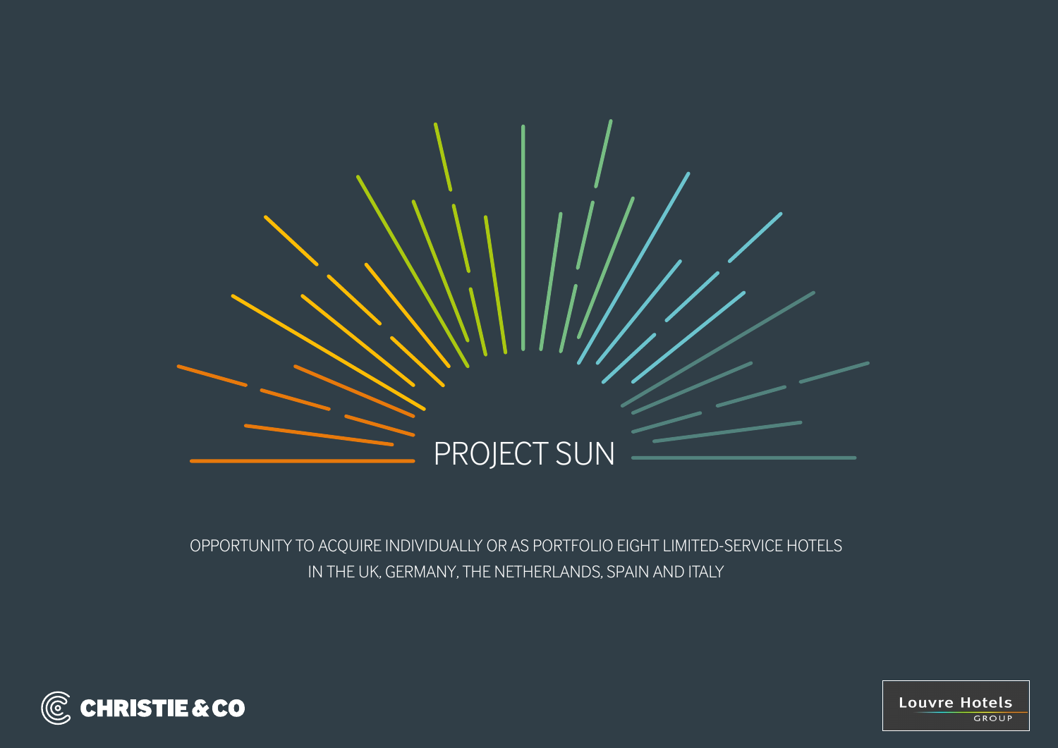# PROJECT SUN

OPPORTUNITY TO ACQUIRE INDIVIDUALLY OR AS PORTFOLIO EIGHT LIMITED-SERVICE HOTELS IN THE UK, GERMANY, THE NETHERLANDS, SPAIN AND ITALY

CHRISTIE & CO

Louvre Hotels GROUP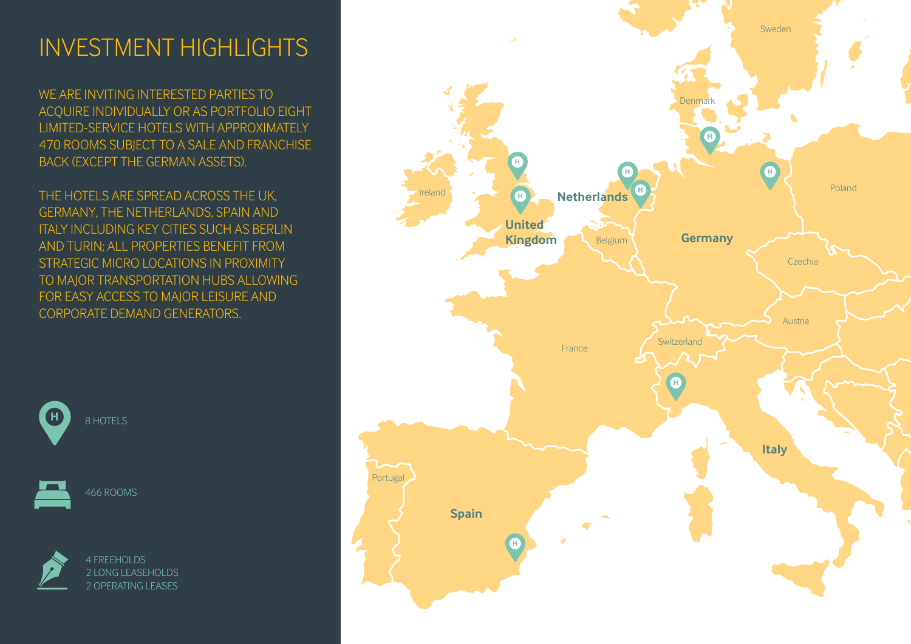# INVESTMENT HIGHLIGHTS

WE ARE INVITING INTERESTED PARTIES TO ACQUIRE INDIVIDUALLY OR AS PORTFOLIO EIGHT LIMITED-SERVICE HOTELS WITH APPROXIMATELY 470 ROOMS SUBJECT TO A SALE AND FRANCHISE BACK (EXCEPT THE GERMAN ASSETS).

THE HOTELS ARE SPREAD ACROSS THE UK, GERMANY, THE NETHERLANDS, SPAIN AND ITALY INCLUDING KEY CITIES SUCH AS BERLIN AND TURIN; ALL PROPERTIES BENEFIT FROM STRATEGIC MICRO LOCATIONS IN PROXIMITY TO MAJOR TRANSPORTATION HUBS ALLOWING FOR EASY ACCESS TO MAJOR LEISURE AND CORPORATE DEMAND GENERATORS.

8 HOTELS

466 ROOMS

4 FREEHOLDS
2 LONG LEASEHOLDS
2 OPERATING LEASES

Sweden
Denmark
Ireland
United Kingdom
Netherlands
Belgium
Germany
Poland
Czechia
Austria
Switzerland
France
Italy
Portugal
Spain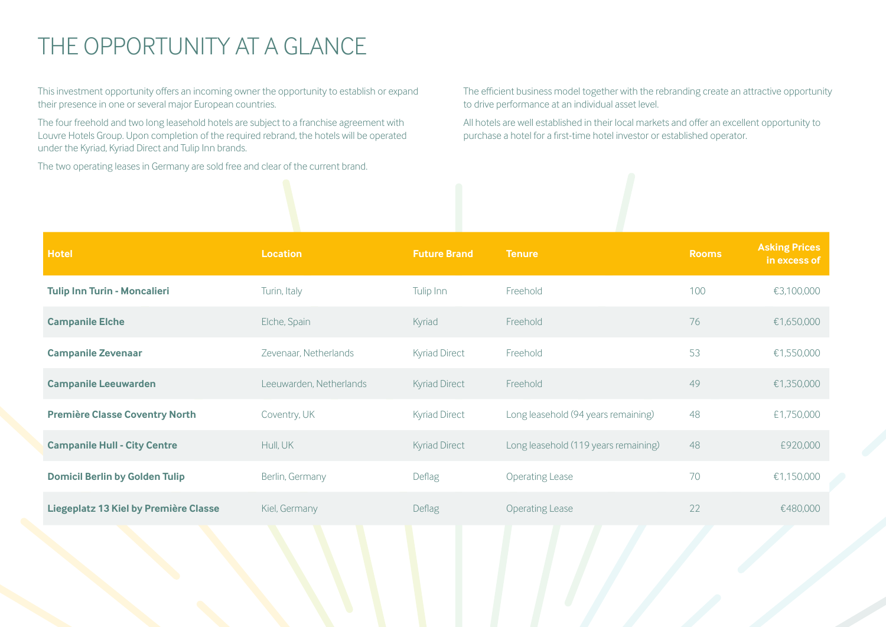# THE OPPORTUNITY AT A GLANCE

This investment opportunity offers an incoming owner the opportunity to establish or expand their presence in one or several major European countries.

The four freehold and two long leasehold hotels are subject to a franchise agreement with Louvre Hotels Group. Upon completion of the required rebrand, the hotels will be operated under the Kyriad, Kyriad Direct and Tulip Inn brands.

The two operating leases in Germany are sold free and clear of the current brand.

The efficient business model together with the rebranding create an attractive opportunity to drive performance at an individual asset level.

All hotels are well established in their local markets and offer an excellent opportunity to purchase a hotel for a first-time hotel investor or established operator.

| Hotel | Location | Future Brand | Tenure | Rooms | Asking Prices in excess of |
|---|---|---|---|---|---|
| **Tulip Inn Turin - Moncalieri** | Turin, Italy | Tulip Inn | Freehold | 100 | €3,100,000 |
| **Campanile Elche** | Elche, Spain | Kyriad | Freehold | 76 | €1,650,000 |
| **Campanile Zevenaar** | Zevenaar, Netherlands | Kyriad Direct | Freehold | 53 | €1,550,000 |
| **Campanile Leeuwarden** | Leeuwarden, Netherlands | Kyriad Direct | Freehold | 49 | €1,350,000 |
| **Première Classe Coventry North** | Coventry, UK | Kyriad Direct | Long leasehold (94 years remaining) | 48 | £1,750,000 |
| **Campanile Hull - City Centre** | Hull, UK | Kyriad Direct | Long leasehold (119 years remaining) | 48 | £920,000 |
| **Domicil Berlin by Golden Tulip** | Berlin, Germany | Deflag | Operating Lease | 70 | €1,150,000 |
| **Liegeplatz 13 Kiel by Première Classe** | Kiel, Germany | Deflag | Operating Lease | 22 | €480,000 |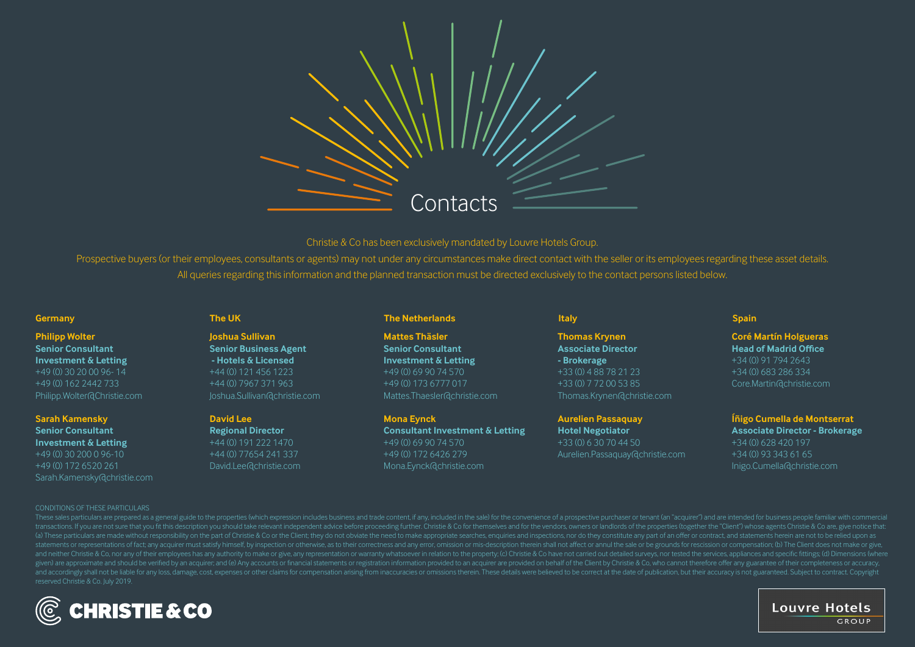# Contacts

Christie & Co has been exclusively mandated by Louvre Hotels Group.

Prospective buyers (or their employees, consultants or agents) may not under any circumstances make direct contact with the seller or its employees regarding these asset details.

All queries regarding this information and the planned transaction must be directed exclusively to the contact persons listed below.

## Germany

**Philipp Wolter**
**Senior Consultant**
**Investment & Letting**
+49 (0) 30 20 00 96- 14
+49 (0) 162 2442 733
Philipp.Wolter@Christie.com

**Sarah Kamensky**
**Senior Consultant**
**Investment & Letting**
+49 (0) 30 200 0 96-10
+49 (0) 172 6520 261
Sarah.Kamensky@christie.com

## The UK

**Joshua Sullivan**
**Senior Business Agent**
**- Hotels & Licensed**
+44 (0) 121 456 1223
+44 (0) 7967 371 963
Joshua.Sullivan@christie.com

**David Lee**
**Regional Director**
+44 (0) 191 222 1470
+44 (0) 77654 241 337
David.Lee@christie.com

## The Netherlands

**Mattes Thäsler**
**Senior Consultant**
**Investment & Letting**
+49 (0) 69 90 74 570
+49 (0) 173 6777 017
Mattes.Thaesler@christie.com

**Mona Eynck**
**Consultant Investment & Letting**
+49 (0) 69 90 74 570
+49 (0) 172 6426 279
Mona.Eynck@christie.com

## Italy

**Thomas Krynen**
**Associate Director**
**- Brokerage**
+33 (0) 4 88 78 21 23
+33 (0) 7 72 00 53 85
Thomas.Krynen@christie.com

**Aurelien Passaquay**
**Hotel Negotiator**
+33 (0) 6 30 70 44 50
Aurelien.Passaquay@christie.com

## Spain

**Coré Martín Holgueras**
**Head of Madrid Office**
+34 (0) 91 794 2643
+34 (0) 683 286 334
Core.Martin@christie.com

**Íñigo Cumella de Montserrat**
**Associate Director - Brokerage**
+34 (0) 628 420 197
+34 (0) 93 343 61 65
Inigo.Cumella@christie.com

CONDITIONS OF THESE PARTICULARS

These sales particulars are prepared as a general guide to the properties (which expression includes business and trade content, if any, included in the sale) for the convenience of a prospective purchaser or tenant (an "acquirer") and are intended for business people familiar with commercial transactions. If you are not sure that you fit this description you should take relevant independent advice before proceeding further. Christie & Co for themselves and for the vendors, owners or landlords of the properties (together the "Client") whose agents Christie & Co are, give notice that: (a) These particulars are made without responsibility on the part of Christie & Co or the Client; they do not obviate the need to make appropriate searches, enquiries and inspections, nor do they constitute any part of an offer or contract, and statements herein are not to be relied upon as statements or representations of fact; any acquirer must satisfy himself, by inspection or otherwise, as to their correctness and any error, omission or mis-description therein shall not affect or annul the sale or be grounds for rescission or compensation; (b) The Client does not make or give, and neither Christie & Co, nor any of their employees has any authority to make or give, any representation or warranty whatsoever in relation to the property; (c) Christie & Co have not carried out detailed surveys, nor tested the services, appliances and specific fittings; (d) Dimensions (where given) are approximate and should be verified by an acquirer; and (e) Any accounts or financial statements or registration information provided to an acquirer are provided on behalf of the Client by Christie & Co, who cannot therefore offer any guarantee of their completeness or accuracy, and accordingly shall not be liable for any loss, damage, cost, expenses or other claims for compensation arising from inaccuracies or omissions therein. These details were believed to be correct at the date of publication, but their accuracy is not guaranteed. Subject to contract. Copyright reserved Christie & Co. July 2019.

CHRISTIE & CO

Louvre Hotels GROUP